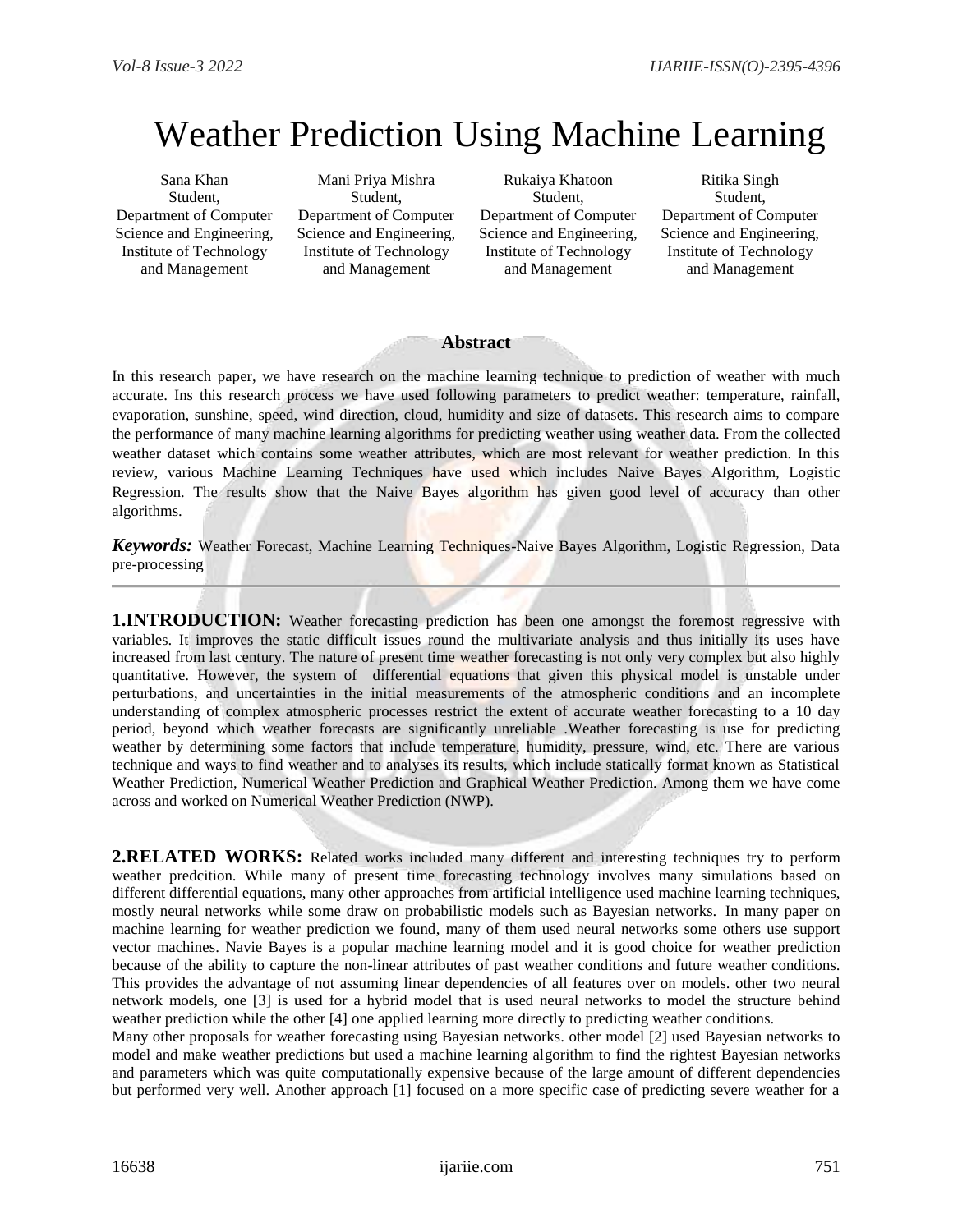# Weather Prediction Using Machine Learning

Sana Khan
Student,
Department of Computer Science and Engineering,
Institute of Technology and Management

Mani Priya Mishra
Student,
Department of Computer Science and Engineering,
Institute of Technology and Management

Rukaiya Khatoon
Student,
Department of Computer Science and Engineering,
Institute of Technology and Management

Ritika Singh
Student,
Department of Computer Science and Engineering,
Institute of Technology and Management

## Abstract

In this research paper, we have research on the machine learning technique to prediction of weather with much accurate. Ins this research process we have used following parameters to predict weather: temperature, rainfall, evaporation, sunshine, speed, wind direction, cloud, humidity and size of datasets. This research aims to compare the performance of many machine learning algorithms for predicting weather using weather data. From the collected weather dataset which contains some weather attributes, which are most relevant for weather prediction. In this review, various Machine Learning Techniques have used which includes Naive Bayes Algorithm, Logistic Regression. The results show that the Naive Bayes algorithm has given good level of accuracy than other algorithms.

***Keywords:*** Weather Forecast, Machine Learning Techniques-Naive Bayes Algorithm, Logistic Regression, Data pre-processing

---

**1.INTRODUCTION:** Weather forecasting prediction has been one amongst the foremost regressive with variables. It improves the static difficult issues round the multivariate analysis and thus initially its uses have increased from last century. The nature of present time weather forecasting is not only very complex but also highly quantitative. However, the system of differential equations that given this physical model is unstable under perturbations, and uncertainties in the initial measurements of the atmospheric conditions and an incomplete understanding of complex atmospheric processes restrict the extent of accurate weather forecasting to a 10 day period, beyond which weather forecasts are significantly unreliable .Weather forecasting is use for predicting weather by determining some factors that include temperature, humidity, pressure, wind, etc. There are various technique and ways to find weather and to analyses its results, which include statically format known as Statistical Weather Prediction, Numerical Weather Prediction and Graphical Weather Prediction. Among them we have come across and worked on Numerical Weather Prediction (NWP).

**2.RELATED WORKS:** Related works included many different and interesting techniques try to perform weather predcition. While many of present time forecasting technology involves many simulations based on different differential equations, many other approaches from artificial intelligence used machine learning techniques, mostly neural networks while some draw on probabilistic models such as Bayesian networks. In many paper on machine learning for weather prediction we found, many of them used neural networks some others use support vector machines. Navie Bayes is a popular machine learning model and it is good choice for weather prediction because of the ability to capture the non-linear attributes of past weather conditions and future weather conditions. This provides the advantage of not assuming linear dependencies of all features over on models. other two neural network models, one [3] is used for a hybrid model that is used neural networks to model the structure behind weather prediction while the other [4] one applied learning more directly to predicting weather conditions.
Many other proposals for weather forecasting using Bayesian networks. other model [2] used Bayesian networks to model and make weather predictions but used a machine learning algorithm to find the rightest Bayesian networks and parameters which was quite computationally expensive because of the large amount of different dependencies but performed very well. Another approach [1] focused on a more specific case of predicting severe weather for a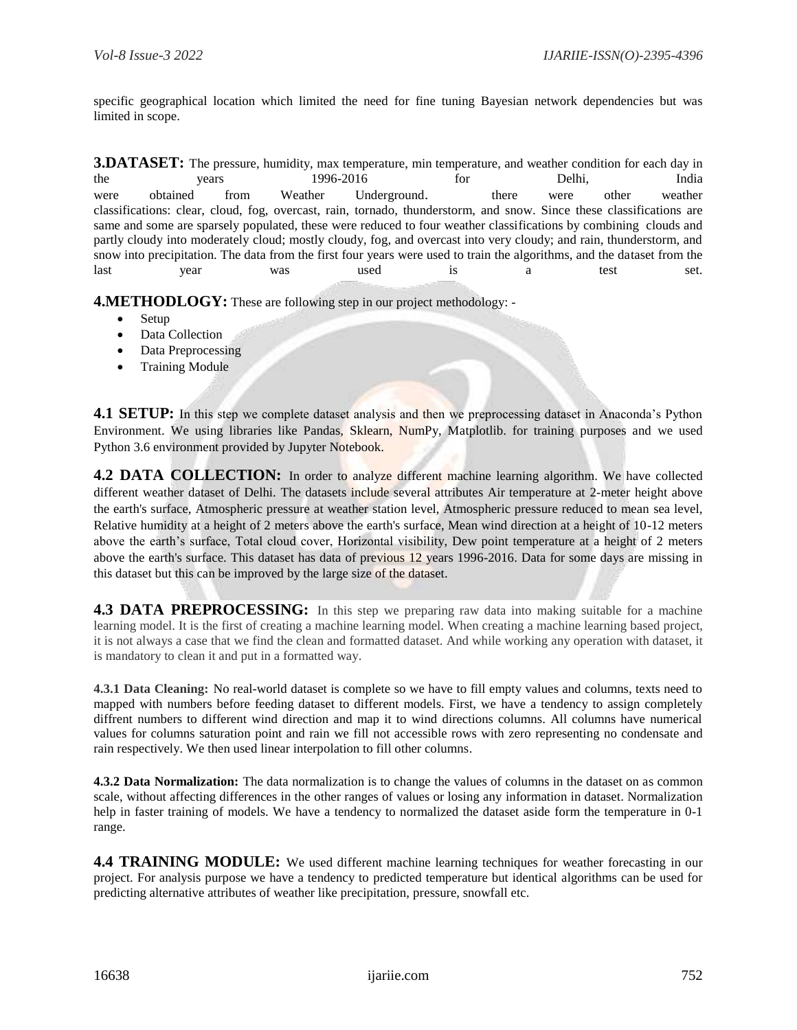specific geographical location which limited the need for fine tuning Bayesian network dependencies but was limited in scope.

## 3.DATASET:

The pressure, humidity, max temperature, min temperature, and weather condition for each day in the years 1996-2016 for Delhi, India were obtained from Weather Underground. there were other weather classifications: clear, cloud, fog, overcast, rain, tornado, thunderstorm, and snow. Since these classifications are same and some are sparsely populated, these were reduced to four weather classifications by combining clouds and partly cloudy into moderately cloud; mostly cloudy, fog, and overcast into very cloudy; and rain, thunderstorm, and snow into precipitation. The data from the first four years were used to train the algorithms, and the dataset from the last year was used is a test set.

## 4.METHODLOGY:

These are following step in our project methodology: -

- Setup
- Data Collection
- Data Preprocessing
- Training Module

### 4.1 SETUP:

In this step we complete dataset analysis and then we preprocessing dataset in Anaconda's Python Environment. We using libraries like Pandas, Sklearn, NumPy, Matplotlib. for training purposes and we used Python 3.6 environment provided by Jupyter Notebook.

### 4.2 DATA COLLECTION:

In order to analyze different machine learning algorithm. We have collected different weather dataset of Delhi. The datasets include several attributes Air temperature at 2-meter height above the earth's surface, Atmospheric pressure at weather station level, Atmospheric pressure reduced to mean sea level, Relative humidity at a height of 2 meters above the earth's surface, Mean wind direction at a height of 10-12 meters above the earth's surface, Total cloud cover, Horizontal visibility, Dew point temperature at a height of 2 meters above the earth's surface. This dataset has data of previous 12 years 1996-2016. Data for some days are missing in this dataset but this can be improved by the large size of the dataset.

### 4.3 DATA PREPROCESSING:

In this step we preparing raw data into making suitable for a machine learning model. It is the first of creating a machine learning model. When creating a machine learning based project, it is not always a case that we find the clean and formatted dataset. And while working any operation with dataset, it is mandatory to clean it and put in a formatted way.

**4.3.1 Data Cleaning:** No real-world dataset is complete so we have to fill empty values and columns, texts need to mapped with numbers before feeding dataset to different models. First, we have a tendency to assign completely diffrent numbers to different wind direction and map it to wind directions columns. All columns have numerical values for columns saturation point and rain we fill not accessible rows with zero representing no condensate and rain respectively. We then used linear interpolation to fill other columns.

**4.3.2 Data Normalization:** The data normalization is to change the values of columns in the dataset on as common scale, without affecting differences in the other ranges of values or losing any information in dataset. Normalization help in faster training of models. We have a tendency to normalized the dataset aside form the temperature in 0-1 range.

### 4.4 TRAINING MODULE:

We used different machine learning techniques for weather forecasting in our project. For analysis purpose we have a tendency to predicted temperature but identical algorithms can be used for predicting alternative attributes of weather like precipitation, pressure, snowfall etc.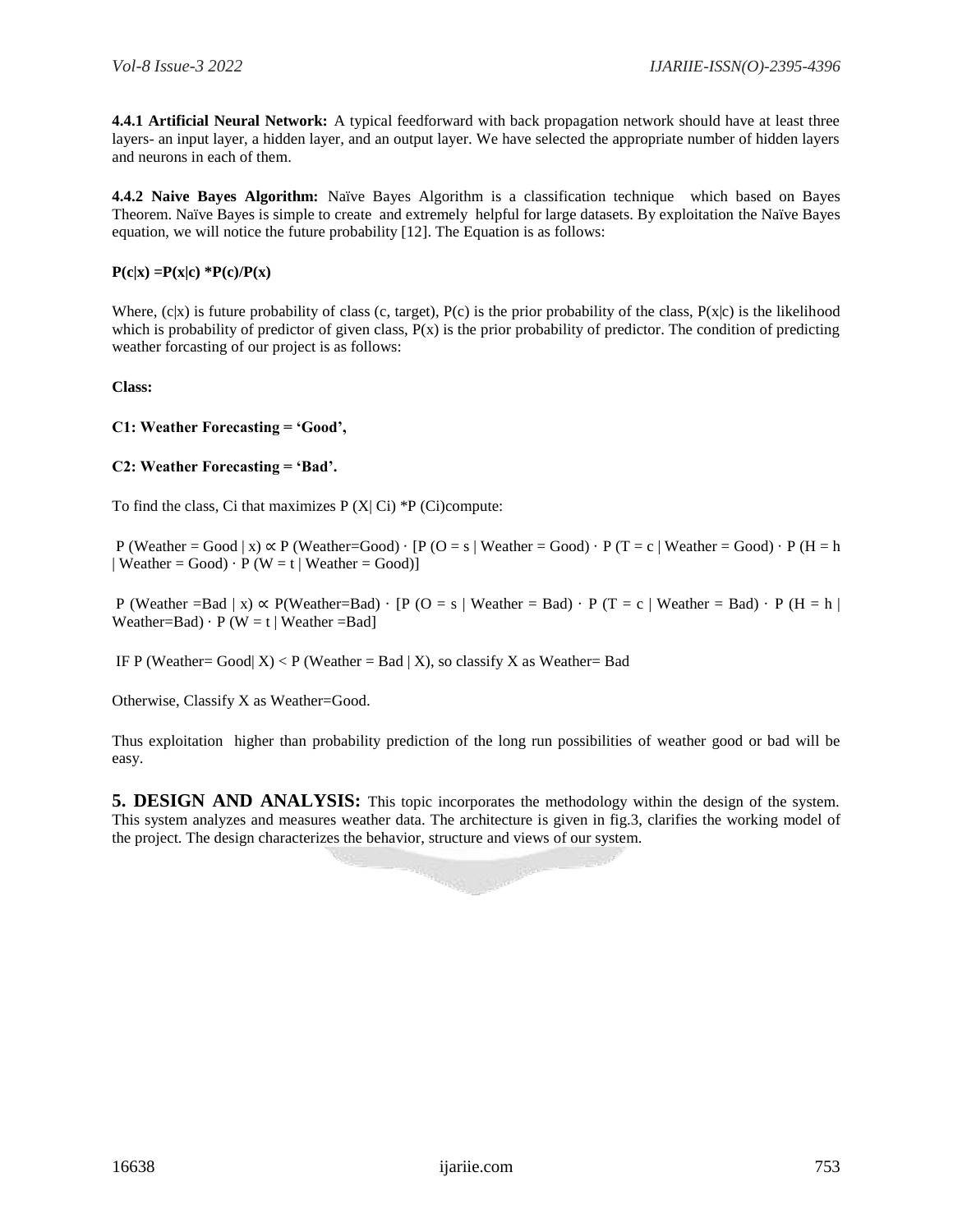**4.4.1 Artificial Neural Network:** A typical feedforward with back propagation network should have at least three layers- an input layer, a hidden layer, and an output layer. We have selected the appropriate number of hidden layers and neurons in each of them.

**4.4.2 Naive Bayes Algorithm:** Naïve Bayes Algorithm is a classification technique which based on Bayes Theorem. Naïve Bayes is simple to create and extremely helpful for large datasets. By exploitation the Naïve Bayes equation, we will notice the future probability [12]. The Equation is as follows:

$$P(c|x) = P(x|c) * P(c)/P(x)$$

Where, $(c|x)$ is future probability of class (c, target), $P(c)$ is the prior probability of the class, $P(x|c)$ is the likelihood which is probability of predictor of given class, $P(x)$ is the prior probability of predictor. The condition of predicting weather forcasting of our project is as follows:

**Class:**

**C1: Weather Forecasting = 'Good',**

**C2: Weather Forecasting = 'Bad'.**

To find the class, Ci that maximizes $P(X|C_i) * P(C_i)$ compute:

$$P(\text{Weather} = \text{Good} \mid x) \propto P(\text{Weather}=\text{Good}) \cdot [P(O = s \mid \text{Weather} = \text{Good}) \cdot P(T = c \mid \text{Weather} = \text{Good}) \cdot P(H = h \mid \text{Weather} = \text{Good}) \cdot P(W = t \mid \text{Weather} = \text{Good})]$$

$$P(\text{Weather} = \text{Bad} \mid x) \propto P(\text{Weather}=\text{Bad}) \cdot [P(O = s \mid \text{Weather} = \text{Bad}) \cdot P(T = c \mid \text{Weather} = \text{Bad}) \cdot P(H = h \mid \text{Weather}=\text{Bad}) \cdot P(W = t \mid \text{Weather} = \text{Bad})]$$

IF $P(\text{Weather}= \text{Good} \mid X) < P(\text{Weather} = \text{Bad} \mid X)$, so classify X as Weather= Bad

Otherwise, Classify X as Weather=Good.

Thus exploitation higher than probability prediction of the long run possibilities of weather good or bad will be easy.

## 5. DESIGN AND ANALYSIS:

This topic incorporates the methodology within the design of the system. This system analyzes and measures weather data. The architecture is given in fig.3, clarifies the working model of the project. The design characterizes the behavior, structure and views of our system.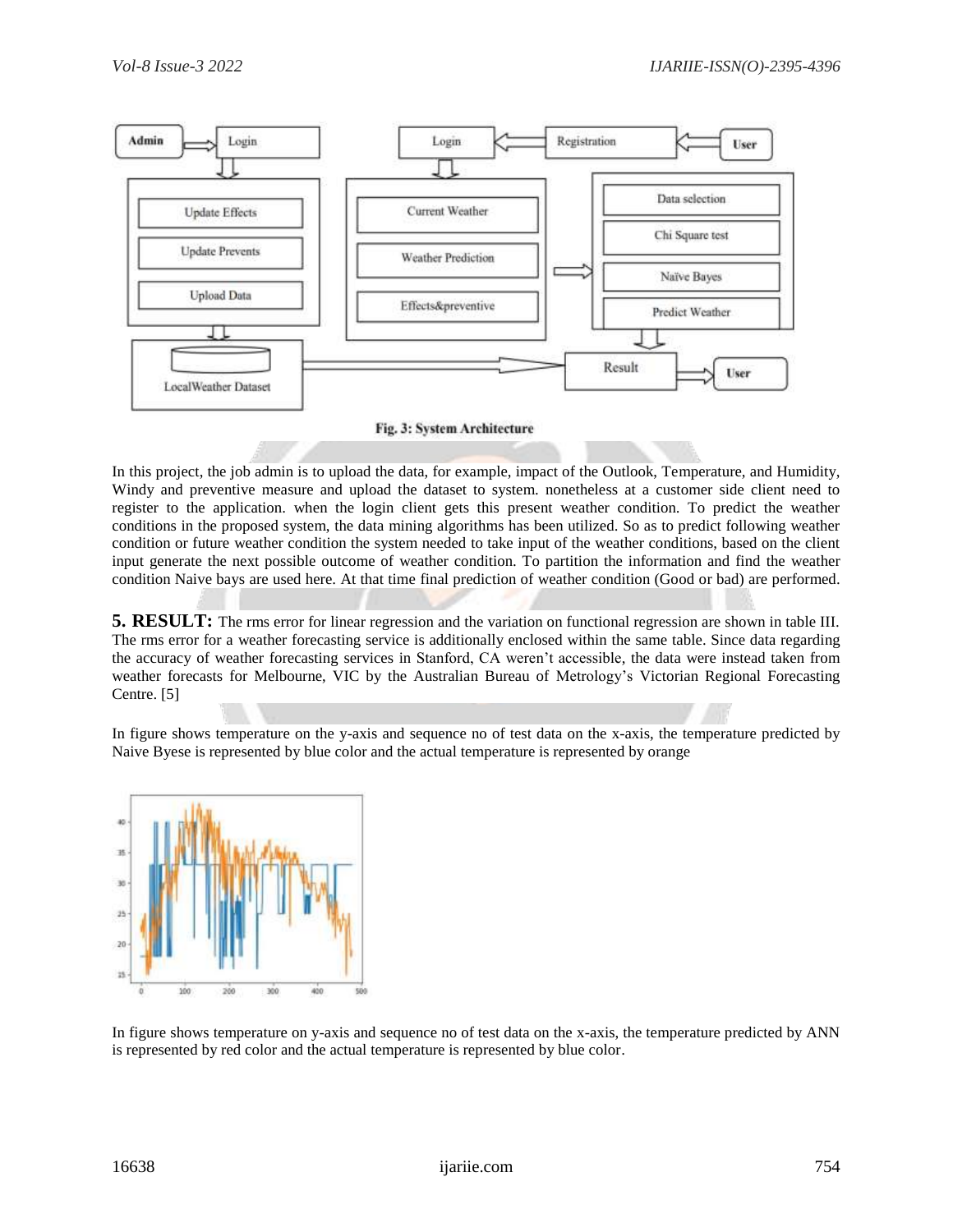Fig. 3: System Architecture

In this project, the job admin is to upload the data, for example, impact of the Outlook, Temperature, and Humidity, Windy and preventive measure and upload the dataset to system. nonetheless at a customer side client need to register to the application. when the login client gets this present weather condition. To predict the weather conditions in the proposed system, the data mining algorithms has been utilized. So as to predict following weather condition or future weather condition the system needed to take input of the weather conditions, based on the client input generate the next possible outcome of weather condition. To partition the information and find the weather condition Naive bays are used here. At that time final prediction of weather condition (Good or bad) are performed.

## 5. RESULT:

The rms error for linear regression and the variation on functional regression are shown in table III. The rms error for a weather forecasting service is additionally enclosed within the same table. Since data regarding the accuracy of weather forecasting services in Stanford, CA weren't accessible, the data were instead taken from weather forecasts for Melbourne, VIC by the Australian Bureau of Metrology's Victorian Regional Forecasting Centre. [5]

In figure shows temperature on the y-axis and sequence no of test data on the x-axis, the temperature predicted by Naive Byese is represented by blue color and the actual temperature is represented by orange

In figure shows temperature on y-axis and sequence no of test data on the x-axis, the temperature predicted by ANN is represented by red color and the actual temperature is represented by blue color.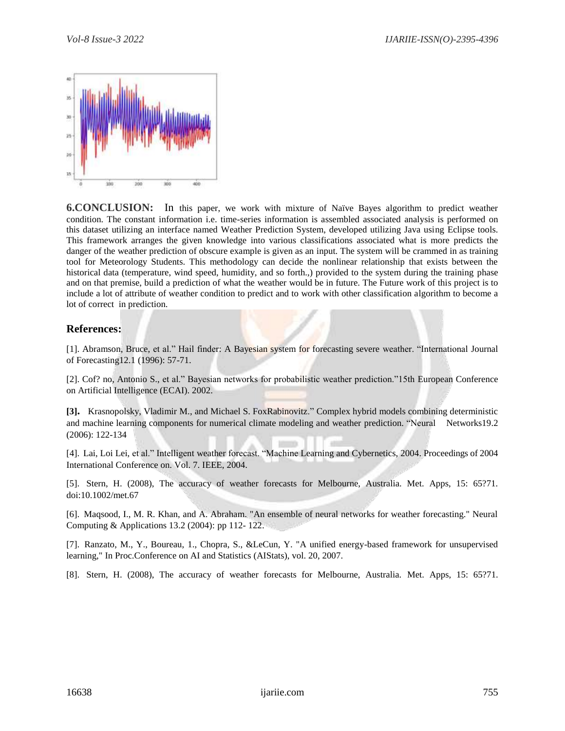40
35
30
25
20
15
0
100
200
300
400

**6.CONCLUSION:** In this paper, we work with mixture of Naïve Bayes algorithm to predict weather condition. The constant information i.e. time-series information is assembled associated analysis is performed on this dataset utilizing an interface named Weather Prediction System, developed utilizing Java using Eclipse tools. This framework arranges the given knowledge into various classifications associated what is more predicts the danger of the weather prediction of obscure example is given as an input. The system will be crammed in as training tool for Meteorology Students. This methodology can decide the nonlinear relationship that exists between the historical data (temperature, wind speed, humidity, and so forth.,) provided to the system during the training phase and on that premise, build a prediction of what the weather would be in future. The Future work of this project is to include a lot of attribute of weather condition to predict and to work with other classification algorithm to become a lot of correct in prediction.

## References:

[1]. Abramson, Bruce, et al." Hail finder: A Bayesian system for forecasting severe weather. "International Journal of Forecasting12.1 (1996): 57-71.

[2]. Cof? no, Antonio S., et al." Bayesian networks for probabilistic weather prediction."15th European Conference on Artificial Intelligence (ECAI). 2002.

**[3].** Krasnopolsky, Vladimir M., and Michael S. FoxRabinovitz." Complex hybrid models combining deterministic and machine learning components for numerical climate modeling and weather prediction. "Neural Networks19.2 (2006): 122-134

[4]. Lai, Loi Lei, et al." Intelligent weather forecast. "Machine Learning and Cybernetics, 2004. Proceedings of 2004 International Conference on. Vol. 7. IEEE, 2004.

[5]. Stern, H. (2008), The accuracy of weather forecasts for Melbourne, Australia. Met. Apps, 15: 65?71. doi:10.1002/met.67

[6]. Maqsood, I., M. R. Khan, and A. Abraham. "An ensemble of neural networks for weather forecasting." Neural Computing & Applications 13.2 (2004): pp 112- 122.

[7]. Ranzato, M., Y., Boureau, 1., Chopra, S., &LeCun, Y. "A unified energy-based framework for unsupervised learning," In Proc.Conference on AI and Statistics (AIStats), vol. 20, 2007.

[8]. Stern, H. (2008), The accuracy of weather forecasts for Melbourne, Australia. Met. Apps, 15: 65?71.